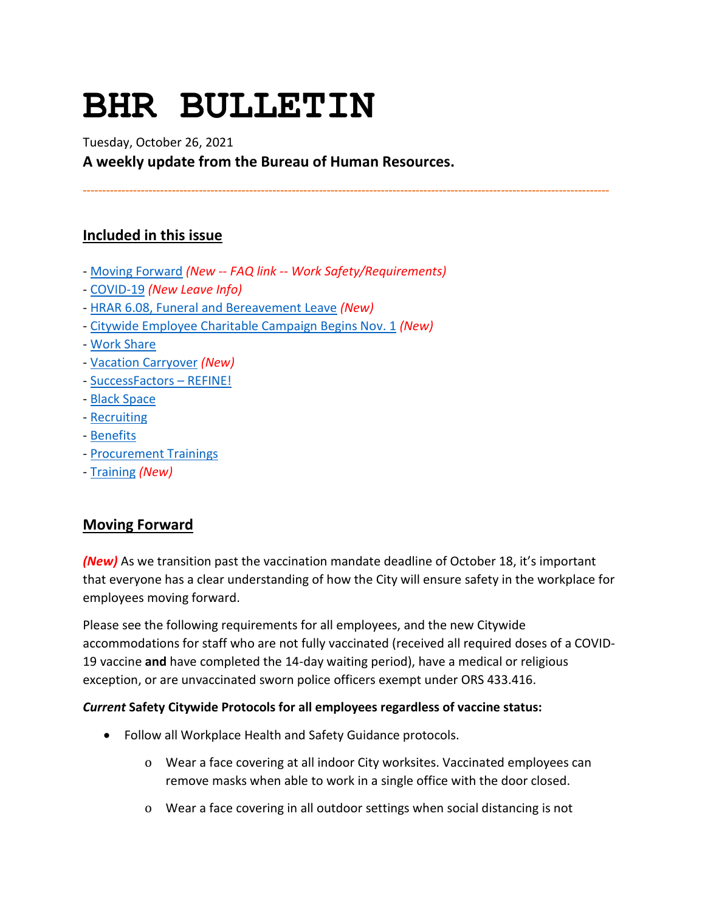# BHR BULLETIN

Tuesday, October 26, 2021

**A weekly update from the Bureau of Human Resources.**

---

## Included in this issue

- Moving Forward *(New -- FAQ link -- Work Safety/Requirements)*
- COVID-19 *(New Leave Info)*
- HRAR 6.08, Funeral and Bereavement Leave *(New)*
- Citywide Employee Charitable Campaign Begins Nov. 1 *(New)*
- Work Share
- Vacation Carryover *(New)*
- SuccessFactors – REFINE!
- Black Space
- Recruiting
- Benefits
- Procurement Trainings
- Training *(New)*

## Moving Forward

***(New)*** As we transition past the vaccination mandate deadline of October 18, it's important that everyone has a clear understanding of how the City will ensure safety in the workplace for employees moving forward.

Please see the following requirements for all employees, and the new Citywide accommodations for staff who are not fully vaccinated (received all required doses of a COVID-19 vaccine **and** have completed the 14-day waiting period), have a medical or religious exception, or are unvaccinated sworn police officers exempt under ORS 433.416.

***Current* Safety Citywide Protocols for all employees regardless of vaccine status:**

- Follow all Workplace Health and Safety Guidance protocols.
  - Wear a face covering at all indoor City worksites. Vaccinated employees can remove masks when able to work in a single office with the door closed.
  - Wear a face covering in all outdoor settings when social distancing is not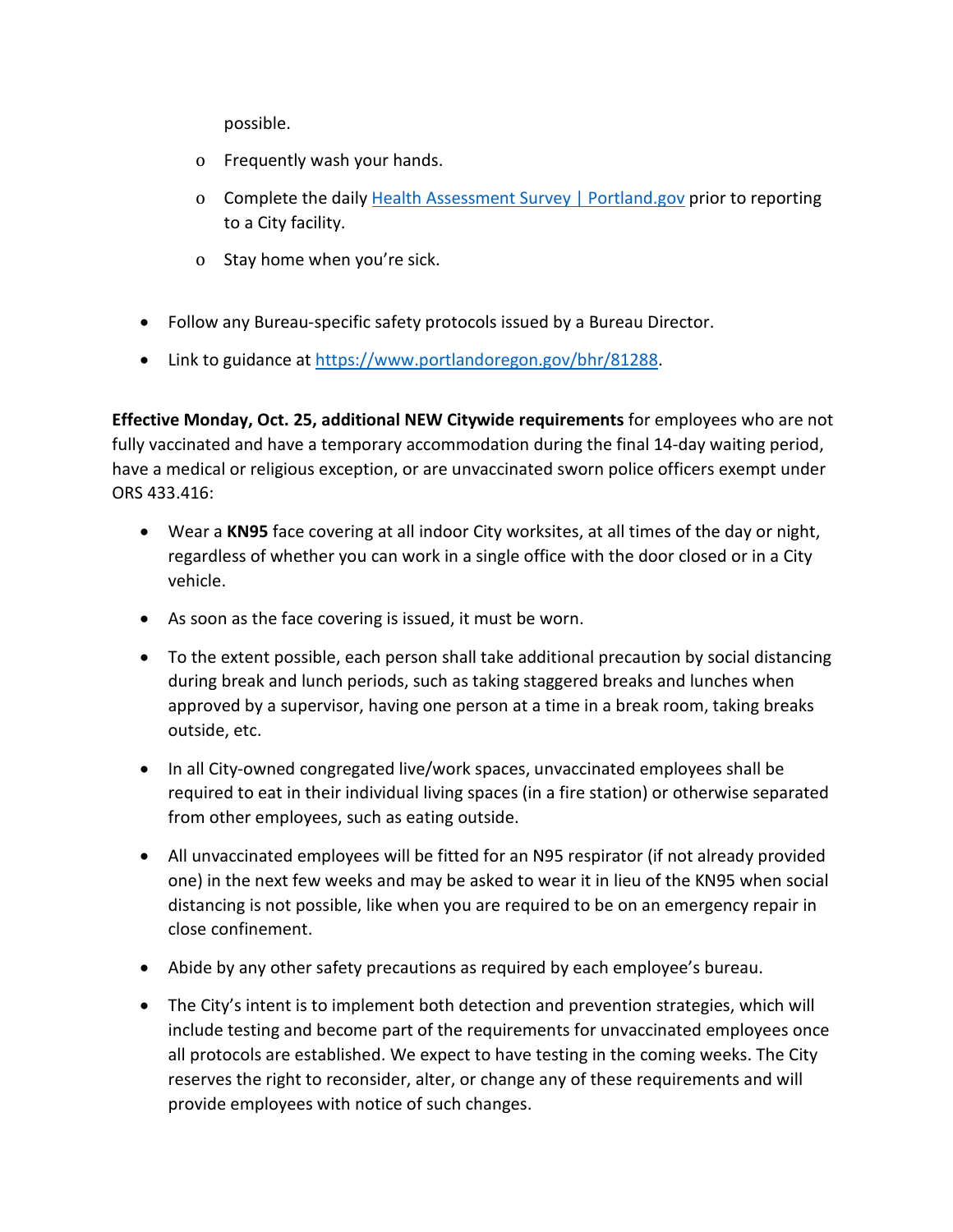possible.

  - Frequently wash your hands.
  - Complete the daily [Health Assessment Survey | Portland.gov](#) prior to reporting to a City facility.
  - Stay home when you're sick.

- Follow any Bureau-specific safety protocols issued by a Bureau Director.
- Link to guidance at [https://www.portlandoregon.gov/bhr/81288](https://www.portlandoregon.gov/bhr/81288).

**Effective Monday, Oct. 25, additional NEW Citywide requirements** for employees who are not fully vaccinated and have a temporary accommodation during the final 14-day waiting period, have a medical or religious exception, or are unvaccinated sworn police officers exempt under ORS 433.416:

- Wear a **KN95** face covering at all indoor City worksites, at all times of the day or night, regardless of whether you can work in a single office with the door closed or in a City vehicle.
- As soon as the face covering is issued, it must be worn.
- To the extent possible, each person shall take additional precaution by social distancing during break and lunch periods, such as taking staggered breaks and lunches when approved by a supervisor, having one person at a time in a break room, taking breaks outside, etc.
- In all City-owned congregated live/work spaces, unvaccinated employees shall be required to eat in their individual living spaces (in a fire station) or otherwise separated from other employees, such as eating outside.
- All unvaccinated employees will be fitted for an N95 respirator (if not already provided one) in the next few weeks and may be asked to wear it in lieu of the KN95 when social distancing is not possible, like when you are required to be on an emergency repair in close confinement.
- Abide by any other safety precautions as required by each employee's bureau.
- The City's intent is to implement both detection and prevention strategies, which will include testing and become part of the requirements for unvaccinated employees once all protocols are established. We expect to have testing in the coming weeks. The City reserves the right to reconsider, alter, or change any of these requirements and will provide employees with notice of such changes.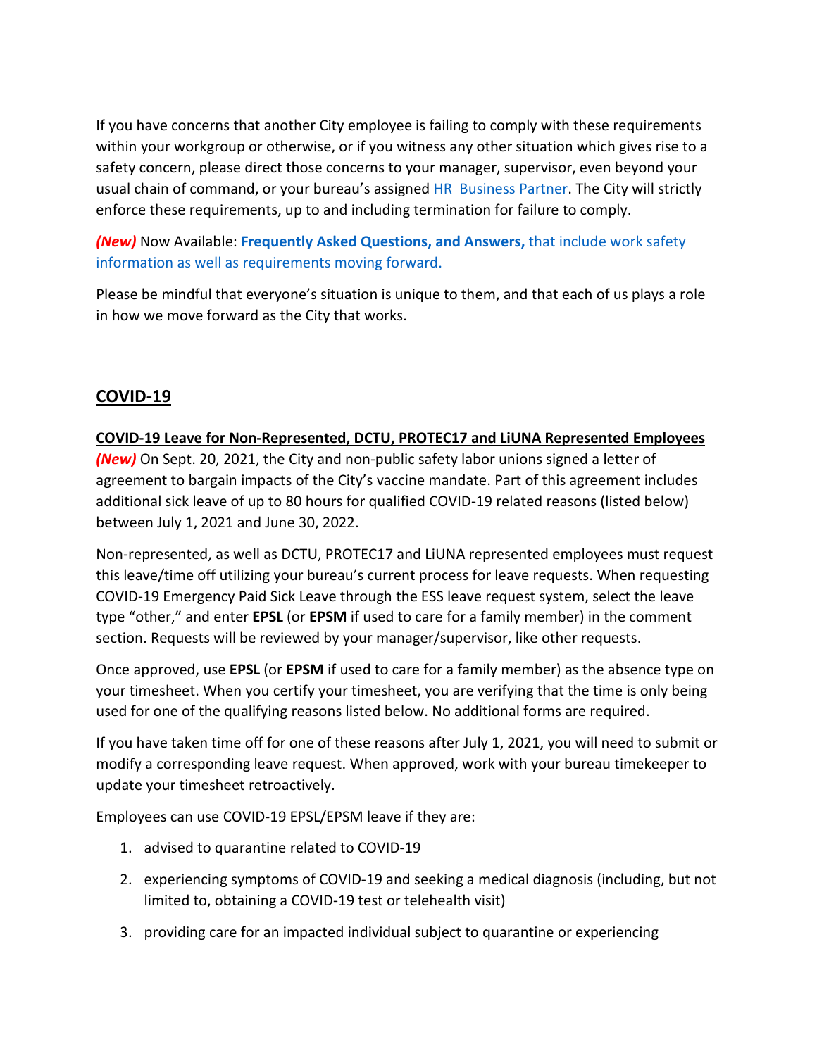If you have concerns that another City employee is failing to comply with these requirements within your workgroup or otherwise, or if you witness any other situation which gives rise to a safety concern, please direct those concerns to your manager, supervisor, even beyond your usual chain of command, or your bureau's assigned HR Business Partner. The City will strictly enforce these requirements, up to and including termination for failure to comply.

***(New)*** Now Available: **Frequently Asked Questions, and Answers,** that include work safety information as well as requirements moving forward.

Please be mindful that everyone's situation is unique to them, and that each of us plays a role in how we move forward as the City that works.

## COVID-19

**COVID-19 Leave for Non-Represented, DCTU, PROTEC17 and LiUNA Represented Employees**

***(New)*** On Sept. 20, 2021, the City and non-public safety labor unions signed a letter of agreement to bargain impacts of the City's vaccine mandate. Part of this agreement includes additional sick leave of up to 80 hours for qualified COVID-19 related reasons (listed below) between July 1, 2021 and June 30, 2022.

Non-represented, as well as DCTU, PROTEC17 and LiUNA represented employees must request this leave/time off utilizing your bureau's current process for leave requests. When requesting COVID-19 Emergency Paid Sick Leave through the ESS leave request system, select the leave type "other," and enter **EPSL** (or **EPSM** if used to care for a family member) in the comment section. Requests will be reviewed by your manager/supervisor, like other requests.

Once approved, use **EPSL** (or **EPSM** if used to care for a family member) as the absence type on your timesheet. When you certify your timesheet, you are verifying that the time is only being used for one of the qualifying reasons listed below. No additional forms are required.

If you have taken time off for one of these reasons after July 1, 2021, you will need to submit or modify a corresponding leave request. When approved, work with your bureau timekeeper to update your timesheet retroactively.

Employees can use COVID-19 EPSL/EPSM leave if they are:

1. advised to quarantine related to COVID-19
2. experiencing symptoms of COVID-19 and seeking a medical diagnosis (including, but not limited to, obtaining a COVID-19 test or telehealth visit)
3. providing care for an impacted individual subject to quarantine or experiencing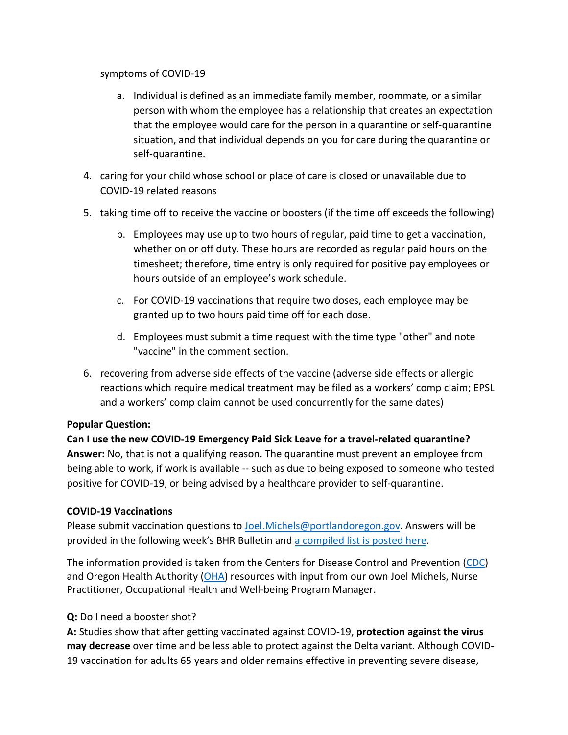symptoms of COVID-19

   a. Individual is defined as an immediate family member, roommate, or a similar person with whom the employee has a relationship that creates an expectation that the employee would care for the person in a quarantine or self-quarantine situation, and that individual depends on you for care during the quarantine or self-quarantine.

4. caring for your child whose school or place of care is closed or unavailable due to COVID-19 related reasons
5. taking time off to receive the vaccine or boosters (if the time off exceeds the following)
   b. Employees may use up to two hours of regular, paid time to get a vaccination, whether on or off duty. These hours are recorded as regular paid hours on the timesheet; therefore, time entry is only required for positive pay employees or hours outside of an employee's work schedule.
   c. For COVID-19 vaccinations that require two doses, each employee may be granted up to two hours paid time off for each dose.
   d. Employees must submit a time request with the time type "other" and note "vaccine" in the comment section.
6. recovering from adverse side effects of the vaccine (adverse side effects or allergic reactions which require medical treatment may be filed as a workers' comp claim; EPSL and a workers' comp claim cannot be used concurrently for the same dates)

**Popular Question:**
**Can I use the new COVID-19 Emergency Paid Sick Leave for a travel-related quarantine?**
**Answer:** No, that is not a qualifying reason. The quarantine must prevent an employee from being able to work, if work is available -- such as due to being exposed to someone who tested positive for COVID-19, or being advised by a healthcare provider to self-quarantine.

**COVID-19 Vaccinations**

Please submit vaccination questions to Joel.Michels@portlandoregon.gov. Answers will be provided in the following week's BHR Bulletin and a compiled list is posted here.

The information provided is taken from the Centers for Disease Control and Prevention (CDC) and Oregon Health Authority (OHA) resources with input from our own Joel Michels, Nurse Practitioner, Occupational Health and Well-being Program Manager.

**Q:** Do I need a booster shot?
**A:** Studies show that after getting vaccinated against COVID-19, **protection against the virus may decrease** over time and be less able to protect against the Delta variant. Although COVID-19 vaccination for adults 65 years and older remains effective in preventing severe disease,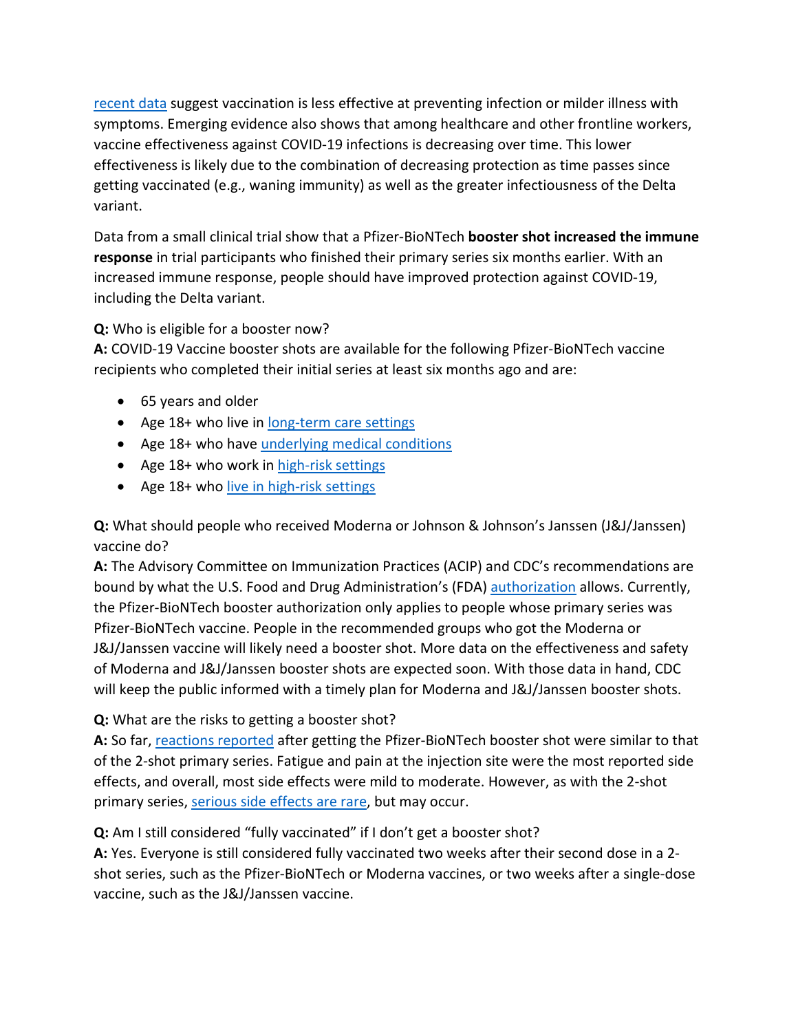[recent data](#) suggest vaccination is less effective at preventing infection or milder illness with symptoms. Emerging evidence also shows that among healthcare and other frontline workers, vaccine effectiveness against COVID-19 infections is decreasing over time. This lower effectiveness is likely due to the combination of decreasing protection as time passes since getting vaccinated (e.g., waning immunity) as well as the greater infectiousness of the Delta variant.

Data from a small clinical trial show that a Pfizer-BioNTech **booster shot increased the immune response** in trial participants who finished their primary series six months earlier. With an increased immune response, people should have improved protection against COVID-19, including the Delta variant.

**Q:** Who is eligible for a booster now?
**A:** COVID-19 Vaccine booster shots are available for the following Pfizer-BioNTech vaccine recipients who completed their initial series at least six months ago and are:

- 65 years and older
- Age 18+ who live in [long-term care settings](#)
- Age 18+ who have [underlying medical conditions](#)
- Age 18+ who work in [high-risk settings](#)
- Age 18+ who [live in high-risk settings](#)

**Q:** What should people who received Moderna or Johnson & Johnson's Janssen (J&J/Janssen) vaccine do?
**A:** The Advisory Committee on Immunization Practices (ACIP) and CDC's recommendations are bound by what the U.S. Food and Drug Administration's (FDA) [authorization](#) allows. Currently, the Pfizer-BioNTech booster authorization only applies to people whose primary series was Pfizer-BioNTech vaccine. People in the recommended groups who got the Moderna or J&J/Janssen vaccine will likely need a booster shot. More data on the effectiveness and safety of Moderna and J&J/Janssen booster shots are expected soon. With those data in hand, CDC will keep the public informed with a timely plan for Moderna and J&J/Janssen booster shots.

**Q:** What are the risks to getting a booster shot?
**A:** So far, [reactions reported](#) after getting the Pfizer-BioNTech booster shot were similar to that of the 2-shot primary series. Fatigue and pain at the injection site were the most reported side effects, and overall, most side effects were mild to moderate. However, as with the 2-shot primary series, [serious side effects are rare](#), but may occur.

**Q:** Am I still considered "fully vaccinated" if I don't get a booster shot?
**A:** Yes. Everyone is still considered fully vaccinated two weeks after their second dose in a 2-shot series, such as the Pfizer-BioNTech or Moderna vaccines, or two weeks after a single-dose vaccine, such as the J&J/Janssen vaccine.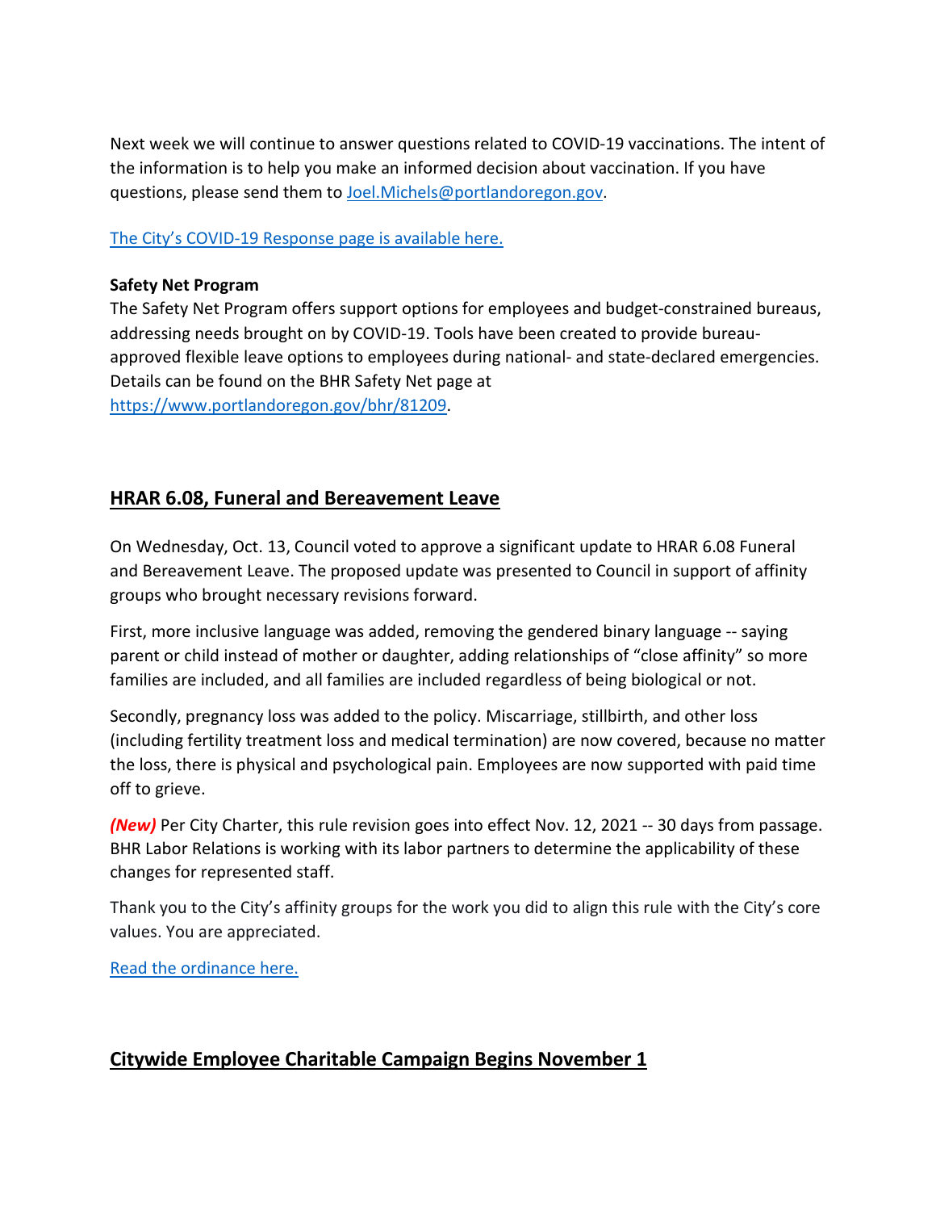Next week we will continue to answer questions related to COVID-19 vaccinations. The intent of the information is to help you make an informed decision about vaccination. If you have questions, please send them to [Joel.Michels@portlandoregon.gov](mailto:Joel.Michels@portlandoregon.gov).

[The City's COVID-19 Response page is available here.]()

**Safety Net Program**
The Safety Net Program offers support options for employees and budget-constrained bureaus, addressing needs brought on by COVID-19. Tools have been created to provide bureau-approved flexible leave options to employees during national- and state-declared emergencies. Details can be found on the BHR Safety Net page at [https://www.portlandoregon.gov/bhr/81209](https://www.portlandoregon.gov/bhr/81209).

## HRAR 6.08, Funeral and Bereavement Leave

On Wednesday, Oct. 13, Council voted to approve a significant update to HRAR 6.08 Funeral and Bereavement Leave. The proposed update was presented to Council in support of affinity groups who brought necessary revisions forward.

First, more inclusive language was added, removing the gendered binary language -- saying parent or child instead of mother or daughter, adding relationships of "close affinity" so more families are included, and all families are included regardless of being biological or not.

Secondly, pregnancy loss was added to the policy. Miscarriage, stillbirth, and other loss (including fertility treatment loss and medical termination) are now covered, because no matter the loss, there is physical and psychological pain. Employees are now supported with paid time off to grieve.

***(New)*** Per City Charter, this rule revision goes into effect Nov. 12, 2021 -- 30 days from passage. BHR Labor Relations is working with its labor partners to determine the applicability of these changes for represented staff.

Thank you to the City's affinity groups for the work you did to align this rule with the City's core values. You are appreciated.

[Read the ordinance here.]()

## Citywide Employee Charitable Campaign Begins November 1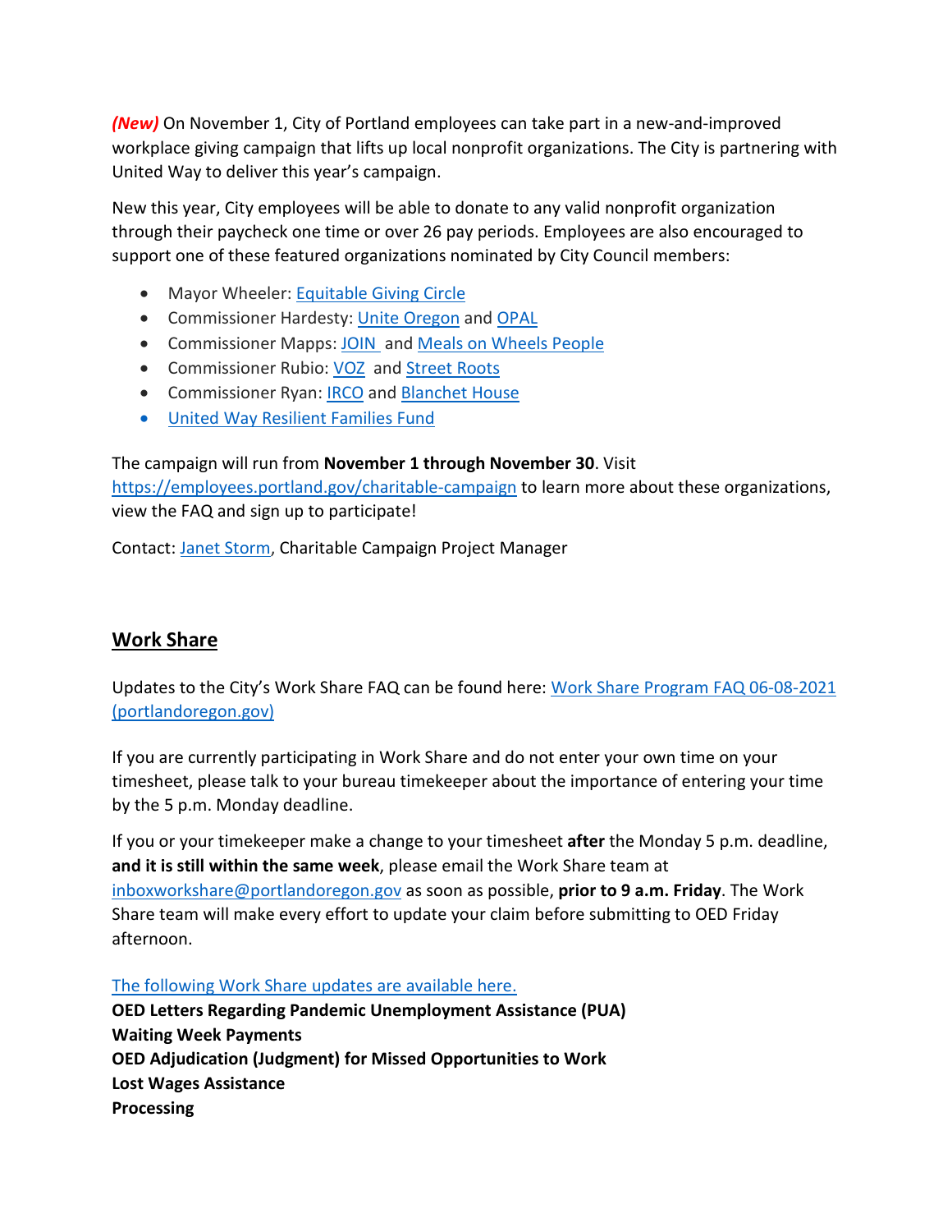***(New)*** On November 1, City of Portland employees can take part in a new-and-improved workplace giving campaign that lifts up local nonprofit organizations. The City is partnering with United Way to deliver this year's campaign.

New this year, City employees will be able to donate to any valid nonprofit organization through their paycheck one time or over 26 pay periods. Employees are also encouraged to support one of these featured organizations nominated by City Council members:

- Mayor Wheeler: Equitable Giving Circle
- Commissioner Hardesty: Unite Oregon and OPAL
- Commissioner Mapps: JOIN and Meals on Wheels People
- Commissioner Rubio: VOZ and Street Roots
- Commissioner Ryan: IRCO and Blanchet House
- United Way Resilient Families Fund

The campaign will run from **November 1 through November 30**. Visit https://employees.portland.gov/charitable-campaign to learn more about these organizations, view the FAQ and sign up to participate!

Contact: Janet Storm, Charitable Campaign Project Manager

## Work Share

Updates to the City's Work Share FAQ can be found here: Work Share Program FAQ 06-08-2021 (portlandoregon.gov)

If you are currently participating in Work Share and do not enter your own time on your timesheet, please talk to your bureau timekeeper about the importance of entering your time by the 5 p.m. Monday deadline.

If you or your timekeeper make a change to your timesheet **after** the Monday 5 p.m. deadline, **and it is still within the same week**, please email the Work Share team at inboxworkshare@portlandoregon.gov as soon as possible, **prior to 9 a.m. Friday**. The Work Share team will make every effort to update your claim before submitting to OED Friday afternoon.

The following Work Share updates are available here.

**OED Letters Regarding Pandemic Unemployment Assistance (PUA)**
**Waiting Week Payments**
**OED Adjudication (Judgment) for Missed Opportunities to Work**
**Lost Wages Assistance**
**Processing**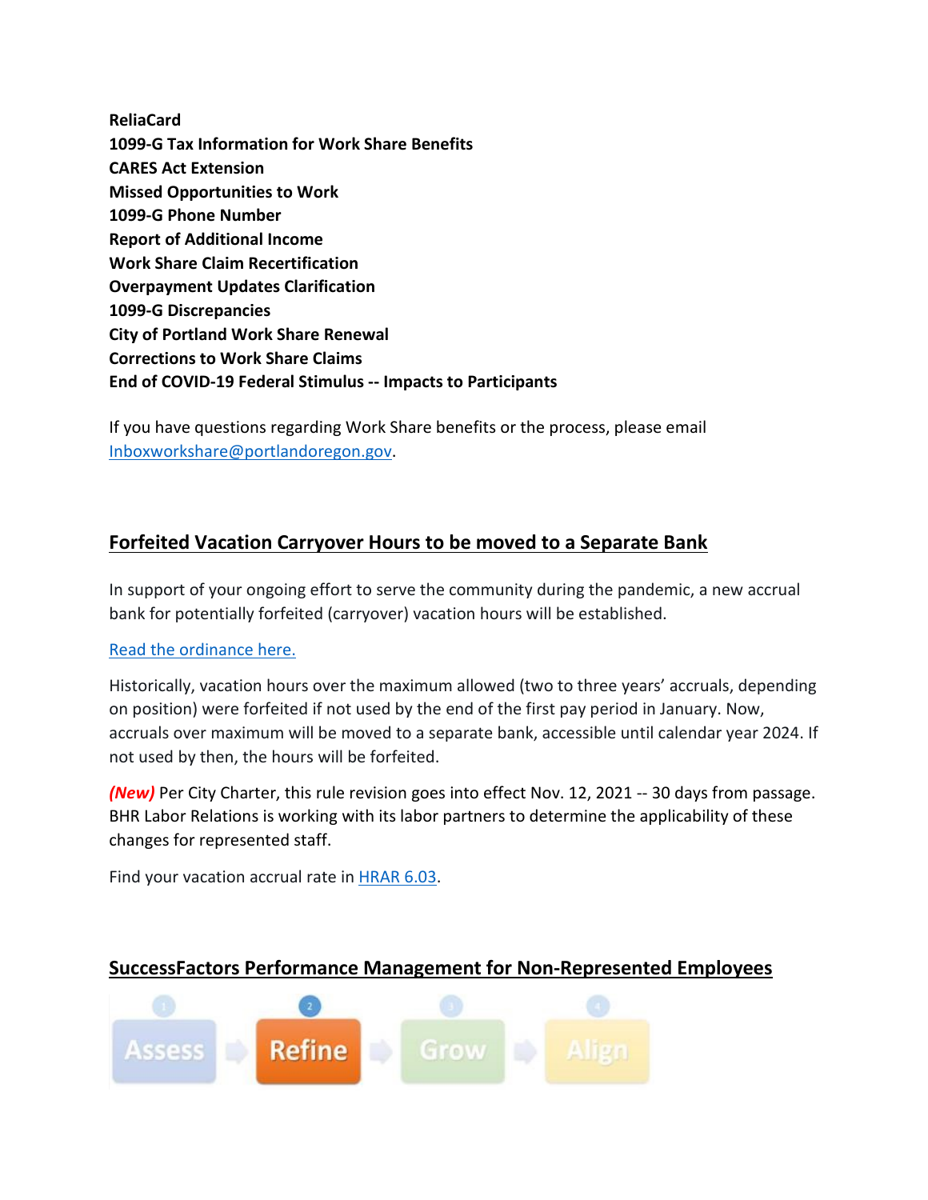**ReliaCard**
**1099-G Tax Information for Work Share Benefits**
**CARES Act Extension**
**Missed Opportunities to Work**
**1099-G Phone Number**
**Report of Additional Income**
**Work Share Claim Recertification**
**Overpayment Updates Clarification**
**1099-G Discrepancies**
**City of Portland Work Share Renewal**
**Corrections to Work Share Claims**
**End of COVID-19 Federal Stimulus -- Impacts to Participants**

If you have questions regarding Work Share benefits or the process, please email Inboxworkshare@portlandoregon.gov.

## Forfeited Vacation Carryover Hours to be moved to a Separate Bank

In support of your ongoing effort to serve the community during the pandemic, a new accrual bank for potentially forfeited (carryover) vacation hours will be established.

Read the ordinance here.

Historically, vacation hours over the maximum allowed (two to three years' accruals, depending on position) were forfeited if not used by the end of the first pay period in January. Now, accruals over maximum will be moved to a separate bank, accessible until calendar year 2024. If not used by then, the hours will be forfeited.

***(New)*** Per City Charter, this rule revision goes into effect Nov. 12, 2021 -- 30 days from passage. BHR Labor Relations is working with its labor partners to determine the applicability of these changes for represented staff.

Find your vacation accrual rate in HRAR 6.03.

## SuccessFactors Performance Management for Non-Represented Employees

1 Assess → 2 Refine → 3 Grow → 4 Align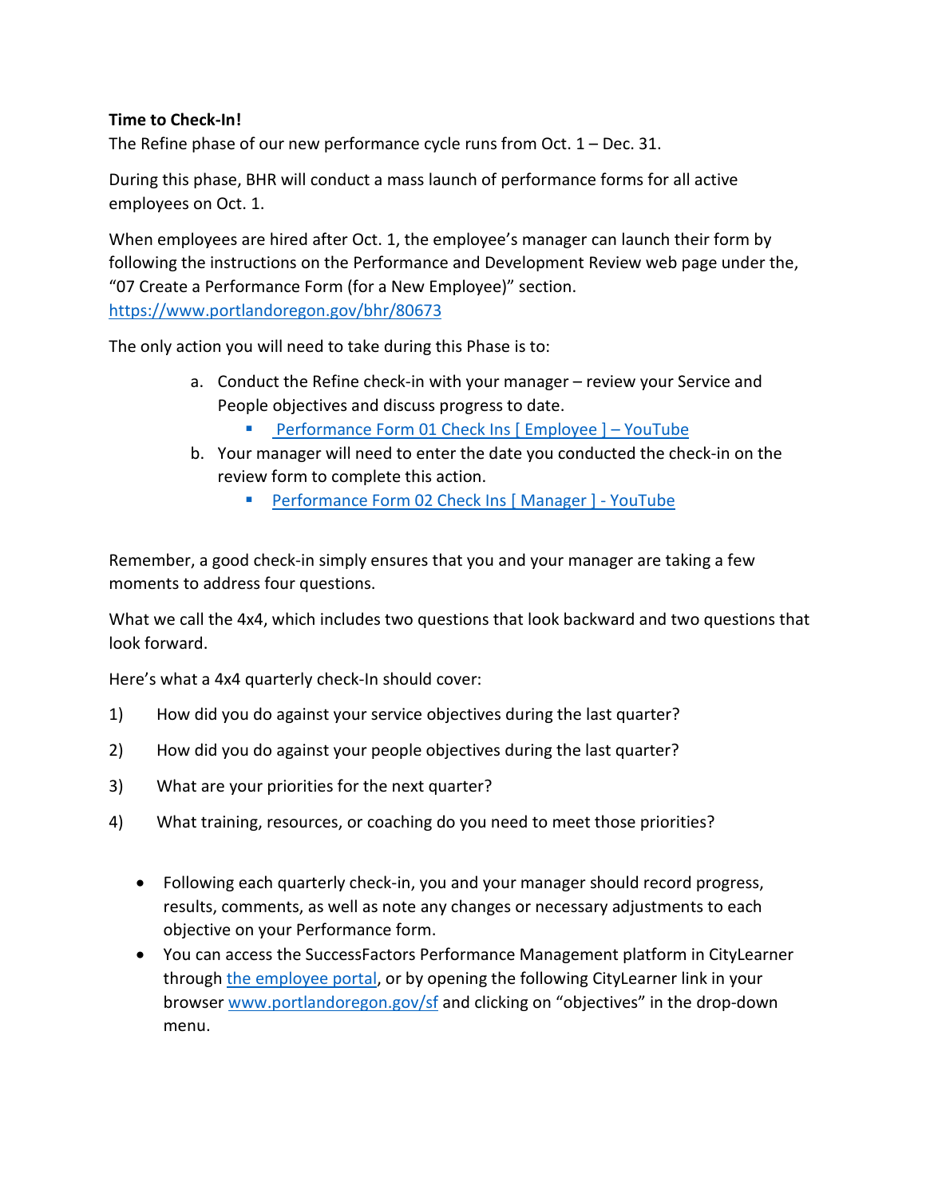**Time to Check-In!**

The Refine phase of our new performance cycle runs from Oct. 1 – Dec. 31.

During this phase, BHR will conduct a mass launch of performance forms for all active employees on Oct. 1.

When employees are hired after Oct. 1, the employee's manager can launch their form by following the instructions on the Performance and Development Review web page under the, "07 Create a Performance Form (for a New Employee)" section. https://www.portlandoregon.gov/bhr/80673

The only action you will need to take during this Phase is to:

a. Conduct the Refine check-in with your manager – review your Service and People objectives and discuss progress to date.
   - Performance Form 01 Check Ins [ Employee ] – YouTube
b. Your manager will need to enter the date you conducted the check-in on the review form to complete this action.
   - Performance Form 02 Check Ins [ Manager ] - YouTube

Remember, a good check-in simply ensures that you and your manager are taking a few moments to address four questions.

What we call the 4x4, which includes two questions that look backward and two questions that look forward.

Here's what a 4x4 quarterly check-In should cover:

1) How did you do against your service objectives during the last quarter?
2) How did you do against your people objectives during the last quarter?
3) What are your priorities for the next quarter?
4) What training, resources, or coaching do you need to meet those priorities?

- Following each quarterly check-in, you and your manager should record progress, results, comments, as well as note any changes or necessary adjustments to each objective on your Performance form.
- You can access the SuccessFactors Performance Management platform in CityLearner through the employee portal, or by opening the following CityLearner link in your browser www.portlandoregon.gov/sf and clicking on "objectives" in the drop-down menu.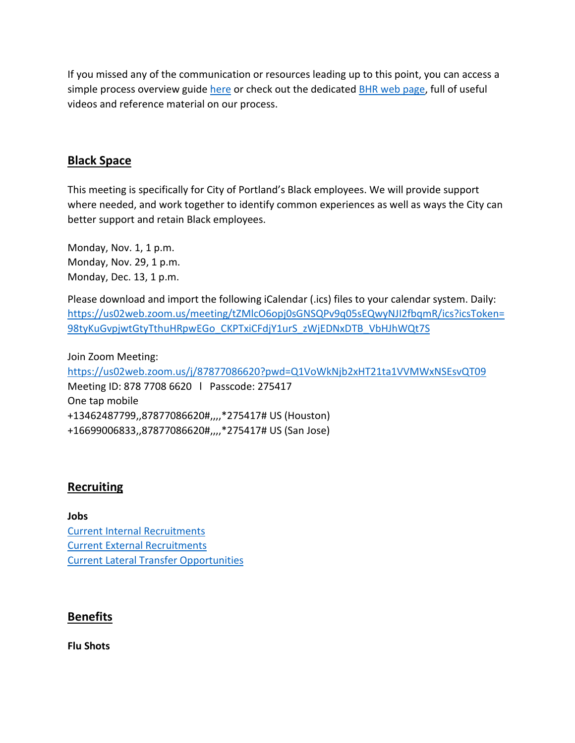If you missed any of the communication or resources leading up to this point, you can access a simple process overview guide here or check out the dedicated BHR web page, full of useful videos and reference material on our process.

## Black Space

This meeting is specifically for City of Portland's Black employees. We will provide support where needed, and work together to identify common experiences as well as ways the City can better support and retain Black employees.

Monday, Nov. 1, 1 p.m.
Monday, Nov. 29, 1 p.m.
Monday, Dec. 13, 1 p.m.

Please download and import the following iCalendar (.ics) files to your calendar system. Daily: https://us02web.zoom.us/meeting/tZMlcO6opj0sGNSQPv9q05sEQwyNJI2fbqmR/ics?icsToken=98tyKuGvpjwtGtyTthuHRpwEGo_CKPTxiCFdjY1urS_zWjEDNxDTB_VbHJhWQt7S

Join Zoom Meeting:
https://us02web.zoom.us/j/87877086620?pwd=Q1VoWkNjb2xHT21ta1VVMWxNSEsvQT09
Meeting ID: 878 7708 6620 l Passcode: 275417
One tap mobile
+13462487799,,87877086620#,,,,*275417# US (Houston)
+16699006833,,87877086620#,,,,*275417# US (San Jose)

## Recruiting

**Jobs**
Current Internal Recruitments
Current External Recruitments
Current Lateral Transfer Opportunities

## Benefits

**Flu Shots**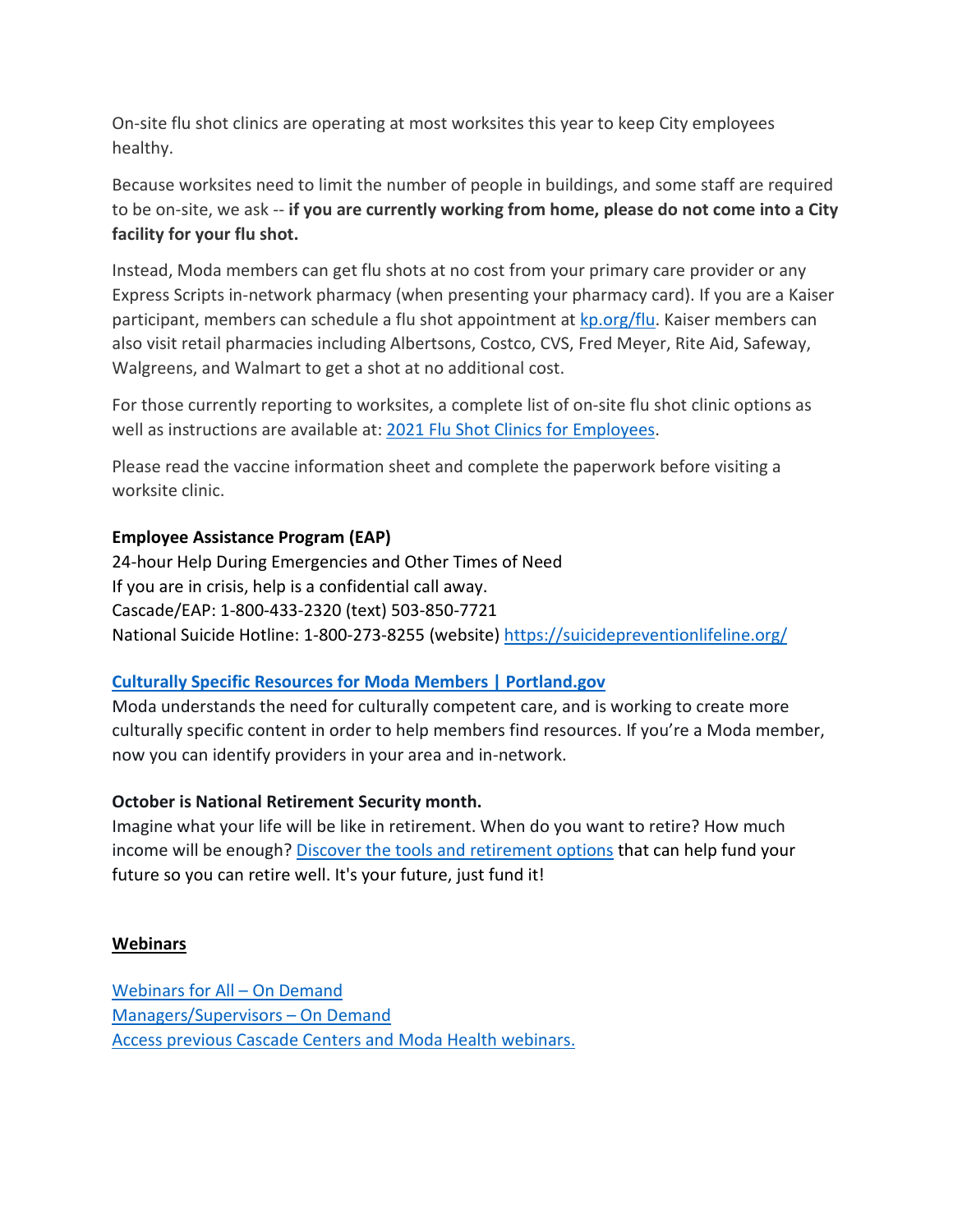On-site flu shot clinics are operating at most worksites this year to keep City employees healthy.

Because worksites need to limit the number of people in buildings, and some staff are required to be on-site, we ask -- **if you are currently working from home, please do not come into a City facility for your flu shot.**

Instead, Moda members can get flu shots at no cost from your primary care provider or any Express Scripts in-network pharmacy (when presenting your pharmacy card). If you are a Kaiser participant, members can schedule a flu shot appointment at kp.org/flu. Kaiser members can also visit retail pharmacies including Albertsons, Costco, CVS, Fred Meyer, Rite Aid, Safeway, Walgreens, and Walmart to get a shot at no additional cost.

For those currently reporting to worksites, a complete list of on-site flu shot clinic options as well as instructions are available at: 2021 Flu Shot Clinics for Employees.

Please read the vaccine information sheet and complete the paperwork before visiting a worksite clinic.

**Employee Assistance Program (EAP)**
24-hour Help During Emergencies and Other Times of Need
If you are in crisis, help is a confidential call away.
Cascade/EAP: 1-800-433-2320 (text) 503-850-7721
National Suicide Hotline: 1-800-273-8255 (website) https://suicidepreventionlifeline.org/

**Culturally Specific Resources for Moda Members | Portland.gov**
Moda understands the need for culturally competent care, and is working to create more culturally specific content in order to help members find resources. If you're a Moda member, now you can identify providers in your area and in-network.

**October is National Retirement Security month.**
Imagine what your life will be like in retirement. When do you want to retire? How much income will be enough? Discover the tools and retirement options that can help fund your future so you can retire well. It's your future, just fund it!

**Webinars**

Webinars for All – On Demand
Managers/Supervisors – On Demand
Access previous Cascade Centers and Moda Health webinars.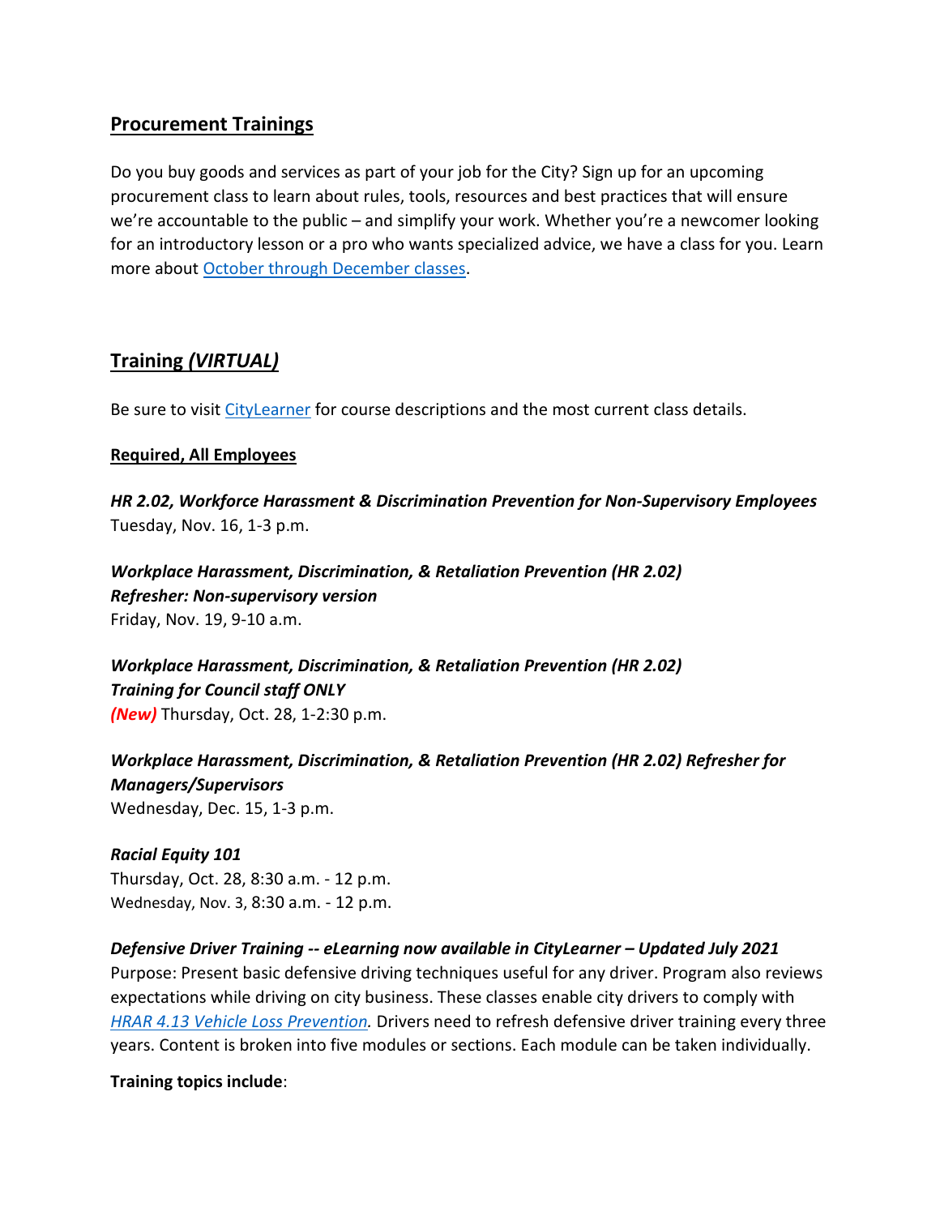## Procurement Trainings

Do you buy goods and services as part of your job for the City? Sign up for an upcoming procurement class to learn about rules, tools, resources and best practices that will ensure we're accountable to the public – and simplify your work. Whether you're a newcomer looking for an introductory lesson or a pro who wants specialized advice, we have a class for you. Learn more about [October through December classes](#).

## Training *(VIRTUAL)*

Be sure to visit [CityLearner](#) for course descriptions and the most current class details.

### Required, All Employees

***HR 2.02, Workforce Harassment & Discrimination Prevention for Non-Supervisory Employees***
Tuesday, Nov. 16, 1-3 p.m.

***Workplace Harassment, Discrimination, & Retaliation Prevention (HR 2.02) Refresher: Non-supervisory version***
Friday, Nov. 19, 9-10 a.m.

***Workplace Harassment, Discrimination, & Retaliation Prevention (HR 2.02) Training for Council staff ONLY***
***(New)*** Thursday, Oct. 28, 1-2:30 p.m.

***Workplace Harassment, Discrimination, & Retaliation Prevention (HR 2.02) Refresher for Managers/Supervisors***
Wednesday, Dec. 15, 1-3 p.m.

***Racial Equity 101***
Thursday, Oct. 28, 8:30 a.m. - 12 p.m.
Wednesday, Nov. 3, 8:30 a.m. - 12 p.m.

***Defensive Driver Training -- eLearning now available in CityLearner – Updated July 2021***
Purpose: Present basic defensive driving techniques useful for any driver. Program also reviews expectations while driving on city business. These classes enable city drivers to comply with [*HRAR 4.13 Vehicle Loss Prevention*](#). Drivers need to refresh defensive driver training every three years. Content is broken into five modules or sections. Each module can be taken individually.

**Training topics include**: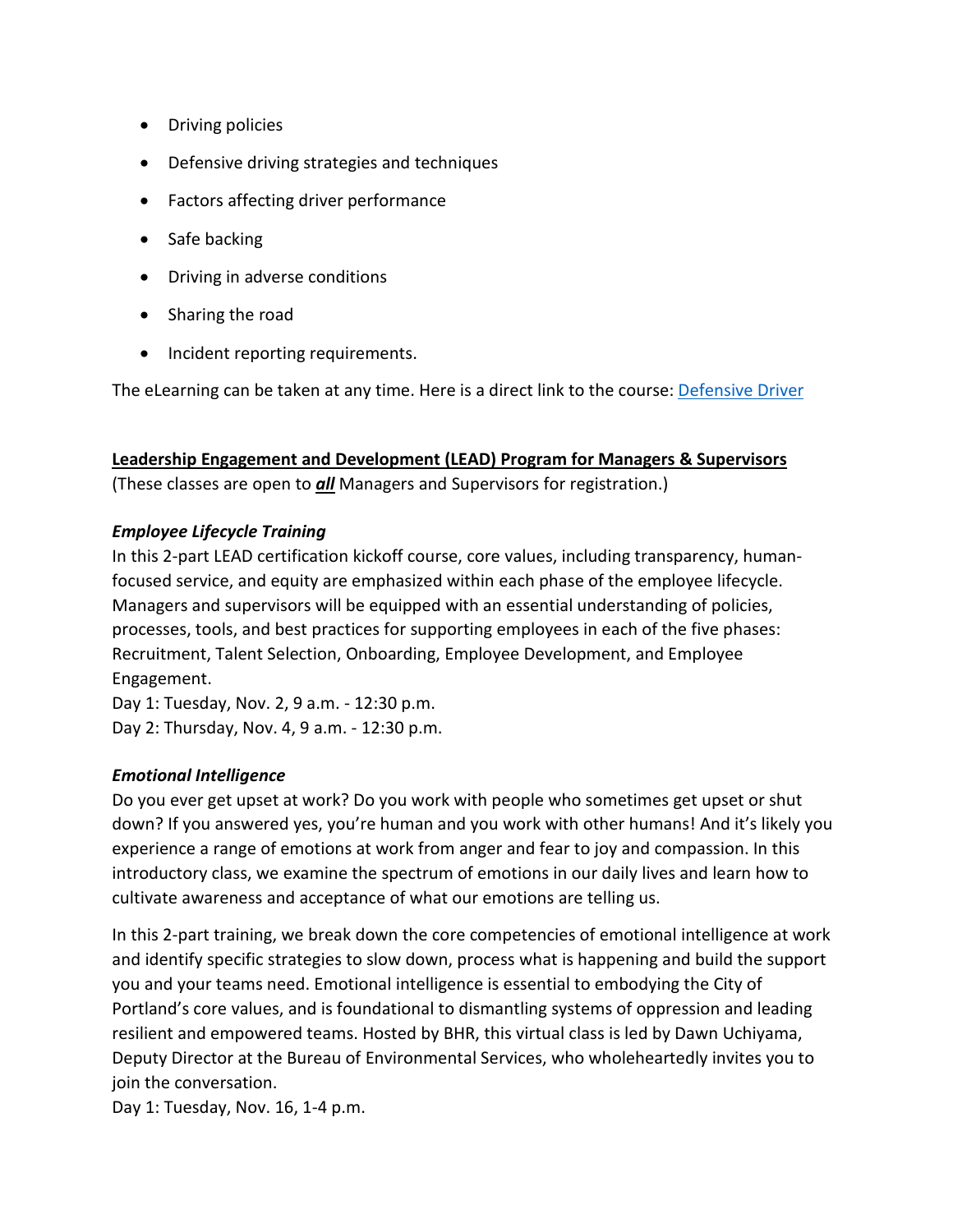- Driving policies
- Defensive driving strategies and techniques
- Factors affecting driver performance
- Safe backing
- Driving in adverse conditions
- Sharing the road
- Incident reporting requirements.

The eLearning can be taken at any time. Here is a direct link to the course: [Defensive Driver]

**Leadership Engagement and Development (LEAD) Program for Managers & Supervisors**

(These classes are open to ***all*** Managers and Supervisors for registration.)

***Employee Lifecycle Training***

In this 2-part LEAD certification kickoff course, core values, including transparency, human-focused service, and equity are emphasized within each phase of the employee lifecycle. Managers and supervisors will be equipped with an essential understanding of policies, processes, tools, and best practices for supporting employees in each of the five phases: Recruitment, Talent Selection, Onboarding, Employee Development, and Employee Engagement.

Day 1: Tuesday, Nov. 2, 9 a.m. - 12:30 p.m.
Day 2: Thursday, Nov. 4, 9 a.m. - 12:30 p.m.

***Emotional Intelligence***

Do you ever get upset at work? Do you work with people who sometimes get upset or shut down? If you answered yes, you're human and you work with other humans! And it's likely you experience a range of emotions at work from anger and fear to joy and compassion. In this introductory class, we examine the spectrum of emotions in our daily lives and learn how to cultivate awareness and acceptance of what our emotions are telling us.

In this 2-part training, we break down the core competencies of emotional intelligence at work and identify specific strategies to slow down, process what is happening and build the support you and your teams need. Emotional intelligence is essential to embodying the City of Portland's core values, and is foundational to dismantling systems of oppression and leading resilient and empowered teams. Hosted by BHR, this virtual class is led by Dawn Uchiyama, Deputy Director at the Bureau of Environmental Services, who wholeheartedly invites you to join the conversation.

Day 1: Tuesday, Nov. 16, 1-4 p.m.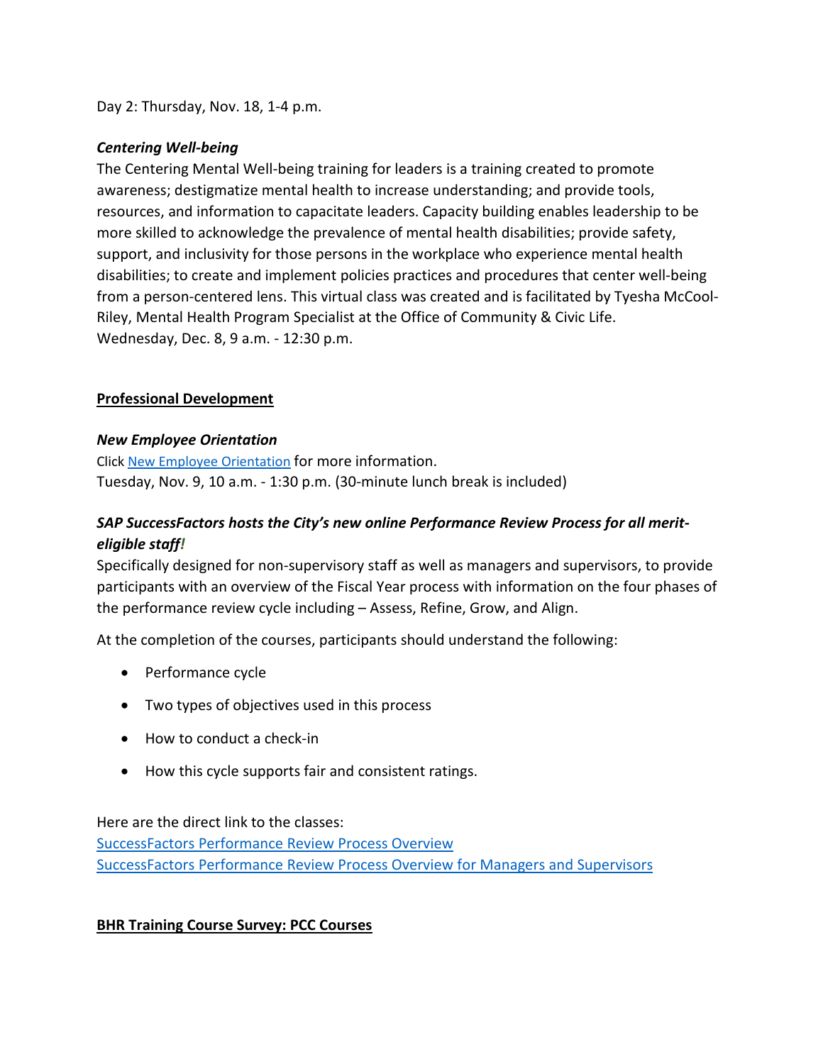Day 2: Thursday, Nov. 18, 1-4 p.m.

***Centering Well-being***

The Centering Mental Well-being training for leaders is a training created to promote awareness; destigmatize mental health to increase understanding; and provide tools, resources, and information to capacitate leaders. Capacity building enables leadership to be more skilled to acknowledge the prevalence of mental health disabilities; provide safety, support, and inclusivity for those persons in the workplace who experience mental health disabilities; to create and implement policies practices and procedures that center well-being from a person-centered lens. This virtual class was created and is facilitated by Tyesha McCool-Riley, Mental Health Program Specialist at the Office of Community & Civic Life.
Wednesday, Dec. 8, 9 a.m. - 12:30 p.m.

## Professional Development

***New Employee Orientation***

Click New Employee Orientation for more information.
Tuesday, Nov. 9, 10 a.m. - 1:30 p.m. (30-minute lunch break is included)

***SAP SuccessFactors hosts the City's new online Performance Review Process for all merit-eligible staff!***

Specifically designed for non-supervisory staff as well as managers and supervisors, to provide participants with an overview of the Fiscal Year process with information on the four phases of the performance review cycle including – Assess, Refine, Grow, and Align.

At the completion of the courses, participants should understand the following:

- Performance cycle
- Two types of objectives used in this process
- How to conduct a check-in
- How this cycle supports fair and consistent ratings.

Here are the direct link to the classes:
SuccessFactors Performance Review Process Overview
SuccessFactors Performance Review Process Overview for Managers and Supervisors

## BHR Training Course Survey: PCC Courses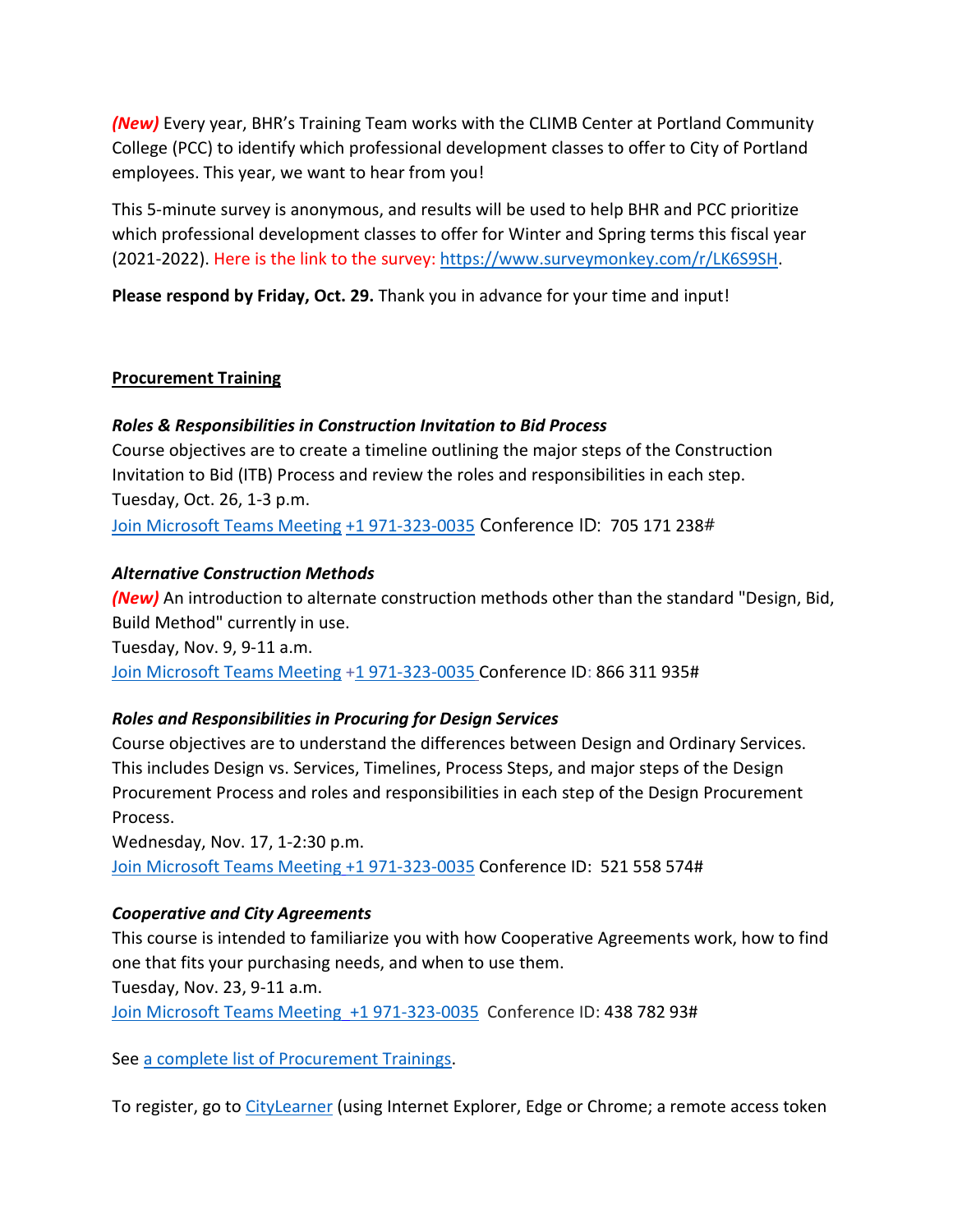***(New)*** Every year, BHR's Training Team works with the CLIMB Center at Portland Community College (PCC) to identify which professional development classes to offer to City of Portland employees. This year, we want to hear from you!

This 5-minute survey is anonymous, and results will be used to help BHR and PCC prioritize which professional development classes to offer for Winter and Spring terms this fiscal year (2021-2022). Here is the link to the survey: https://www.surveymonkey.com/r/LK6S9SH.

**Please respond by Friday, Oct. 29.** Thank you in advance for your time and input!

**Procurement Training**

***Roles & Responsibilities in Construction Invitation to Bid Process***
Course objectives are to create a timeline outlining the major steps of the Construction Invitation to Bid (ITB) Process and review the roles and responsibilities in each step.
Tuesday, Oct. 26, 1-3 p.m.
Join Microsoft Teams Meeting +1 971-323-0035 Conference ID: 705 171 238#

***Alternative Construction Methods***
***(New)*** An introduction to alternate construction methods other than the standard "Design, Bid, Build Method" currently in use.
Tuesday, Nov. 9, 9-11 a.m.
Join Microsoft Teams Meeting +1 971-323-0035 Conference ID: 866 311 935#

***Roles and Responsibilities in Procuring for Design Services***
Course objectives are to understand the differences between Design and Ordinary Services. This includes Design vs. Services, Timelines, Process Steps, and major steps of the Design Procurement Process and roles and responsibilities in each step of the Design Procurement Process.
Wednesday, Nov. 17, 1-2:30 p.m.
Join Microsoft Teams Meeting +1 971-323-0035 Conference ID: 521 558 574#

***Cooperative and City Agreements***
This course is intended to familiarize you with how Cooperative Agreements work, how to find one that fits your purchasing needs, and when to use them.
Tuesday, Nov. 23, 9-11 a.m.
Join Microsoft Teams Meeting +1 971-323-0035 Conference ID: 438 782 93#

See a complete list of Procurement Trainings.

To register, go to CityLearner (using Internet Explorer, Edge or Chrome; a remote access token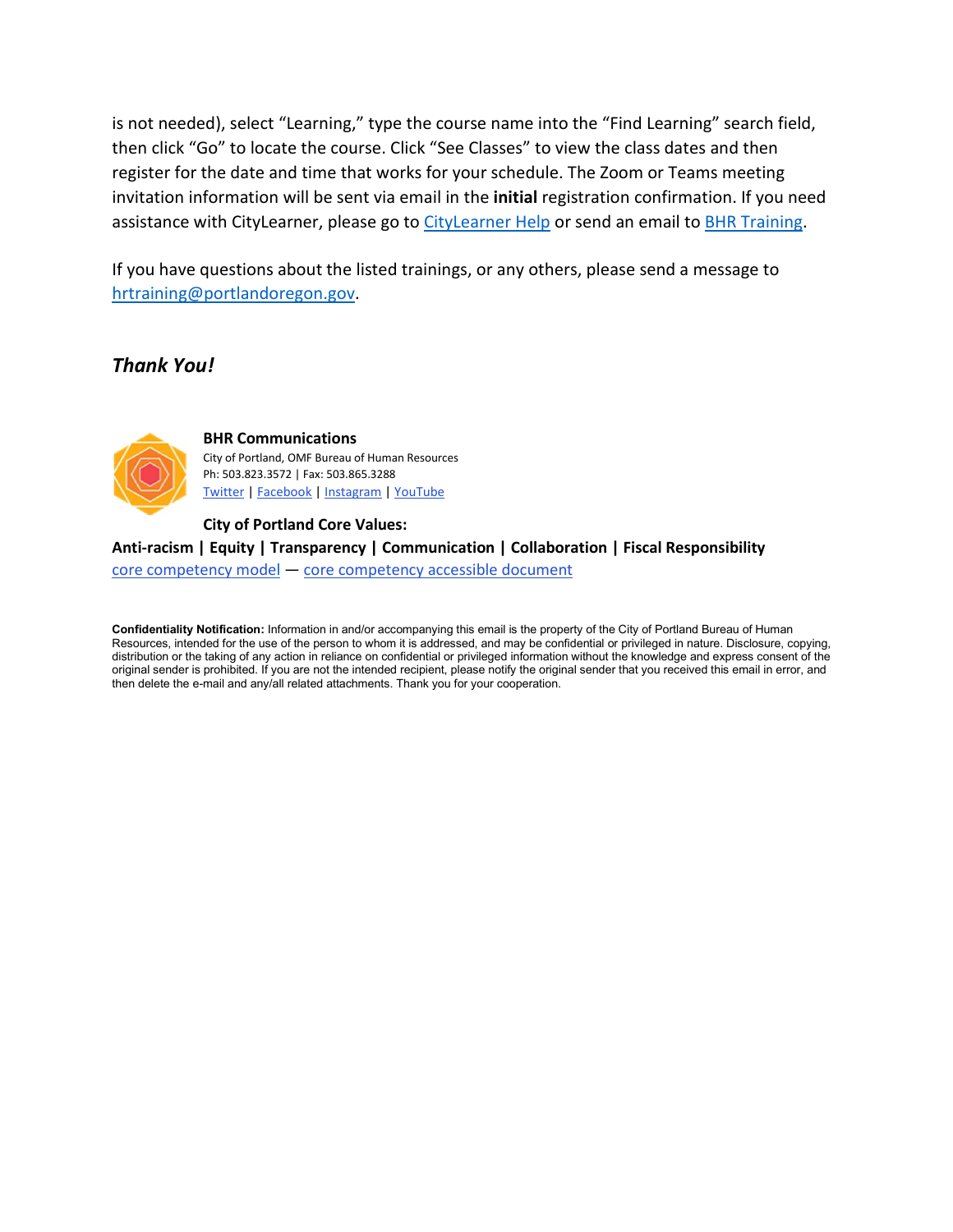is not needed), select "Learning," type the course name into the "Find Learning" search field, then click "Go" to locate the course. Click "See Classes" to view the class dates and then register for the date and time that works for your schedule. The Zoom or Teams meeting invitation information will be sent via email in the **initial** registration confirmation. If you need assistance with CityLearner, please go to CityLearner Help or send an email to BHR Training.

If you have questions about the listed trainings, or any others, please send a message to hrtraining@portlandoregon.gov.

***Thank You!***

**BHR Communications**
City of Portland, OMF Bureau of Human Resources
Ph: 503.823.3572 | Fax: 503.865.3288
Twitter | Facebook | Instagram | YouTube

**City of Portland Core Values:**
**Anti-racism | Equity | Transparency | Communication | Collaboration | Fiscal Responsibility**
core competency model — core competency accessible document

**Confidentiality Notification:** Information in and/or accompanying this email is the property of the City of Portland Bureau of Human Resources, intended for the use of the person to whom it is addressed, and may be confidential or privileged in nature. Disclosure, copying, distribution or the taking of any action in reliance on confidential or privileged information without the knowledge and express consent of the original sender is prohibited. If you are not the intended recipient, please notify the original sender that you received this email in error, and then delete the e-mail and any/all related attachments. Thank you for your cooperation.